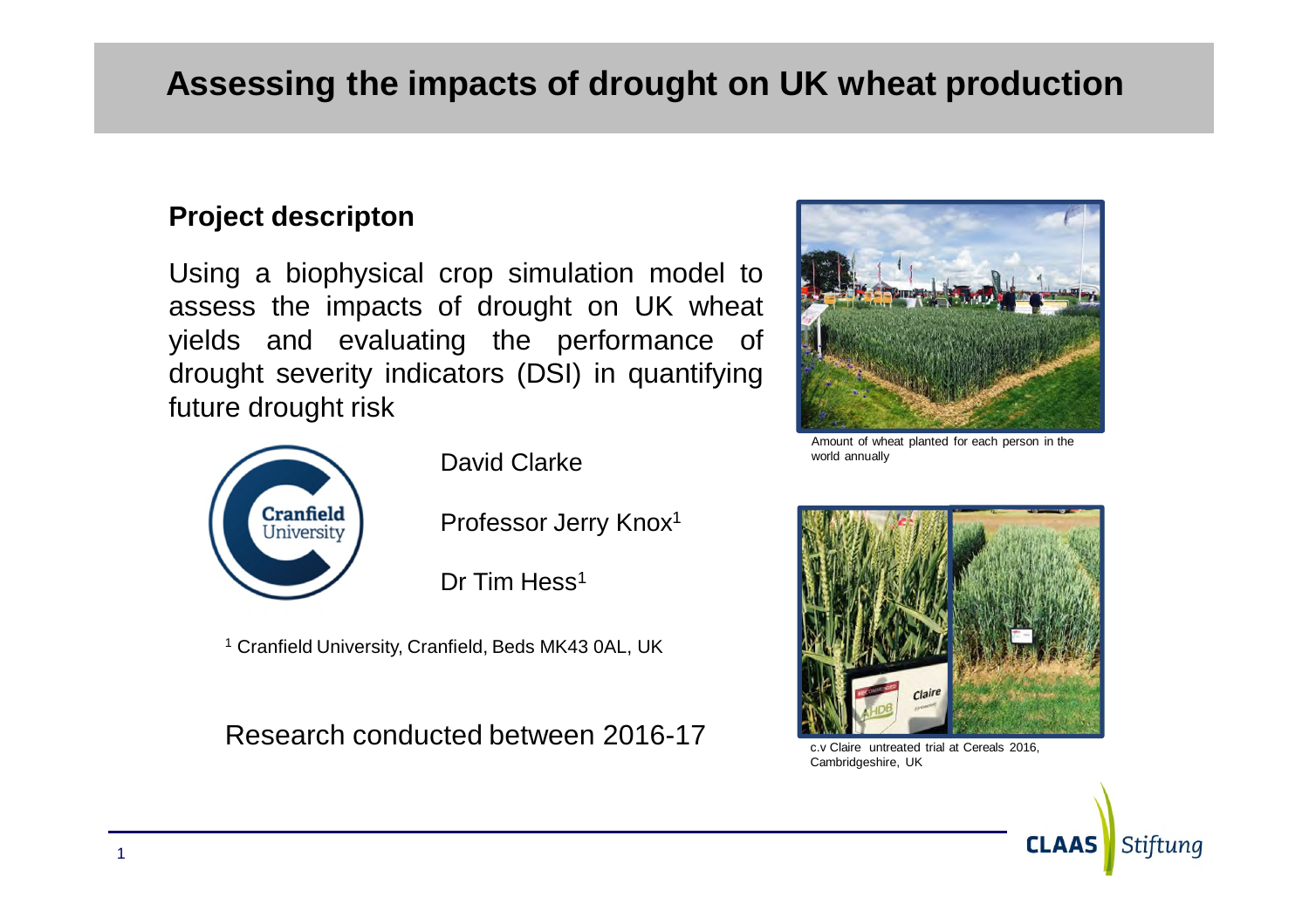# Assessing the impacts of drought on UK wheat production

## Project descripton

Using a biophysical crop simulation model to assess the impacts of drought on UK wheat yields and evaluating the performance of drought severity indicators (DSI) in quantifying future drought risk

David Clarke

Professor Jerry Knox[1]

Dr Tim Hess[1]

[1] Cranfield University, Cranfield, Beds MK43 0AL, UK

Research conducted between 2016-17

Amount of wheat planted for each person in the world annually

c.v Claire untreated trial at Cereals 2016, Cambridgeshire, UK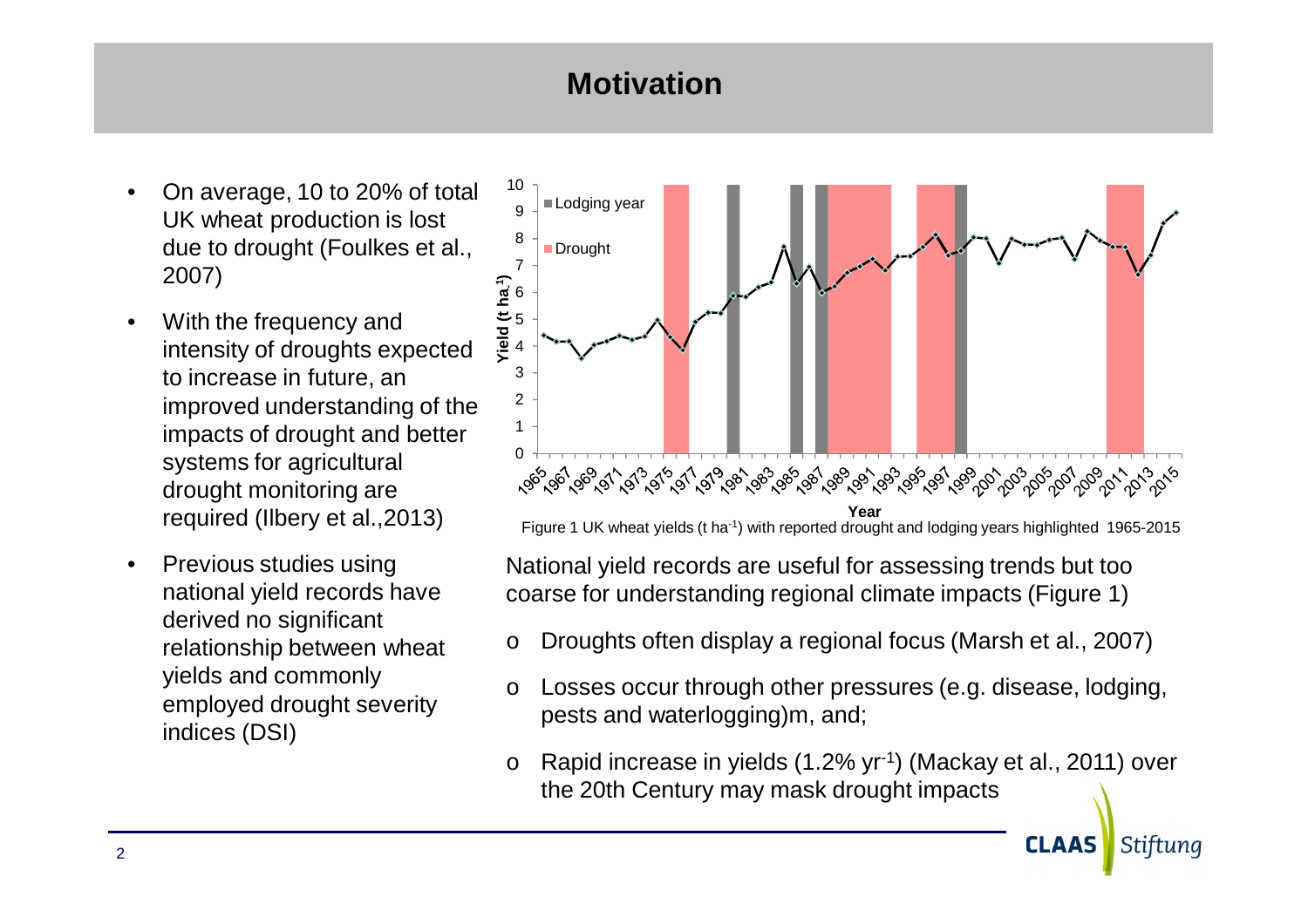# Motivation

- On average, 10 to 20% of total UK wheat production is lost due to drought (Foulkes et al., 2007)
- With the frequency and intensity of droughts expected to increase in future, an improved understanding of the impacts of drought and better systems for agricultural drought monitoring are required (Ilbery et al.,2013)
- Previous studies using national yield records have derived no significant relationship between wheat yields and commonly employed drought severity indices (DSI)

Figure 1 UK wheat yields (t ha$^{-1}$) with reported drought and lodging years highlighted 1965-2015

National yield records are useful for assessing trends but too coarse for understanding regional climate impacts (Figure 1)

- Droughts often display a regional focus (Marsh et al., 2007)
- Losses occur through other pressures (e.g. disease, lodging, pests and waterlogging)m, and;
- Rapid increase in yields (1.2% yr$^{-1}$) (Mackay et al., 2011) over the 20th Century may mask drought impacts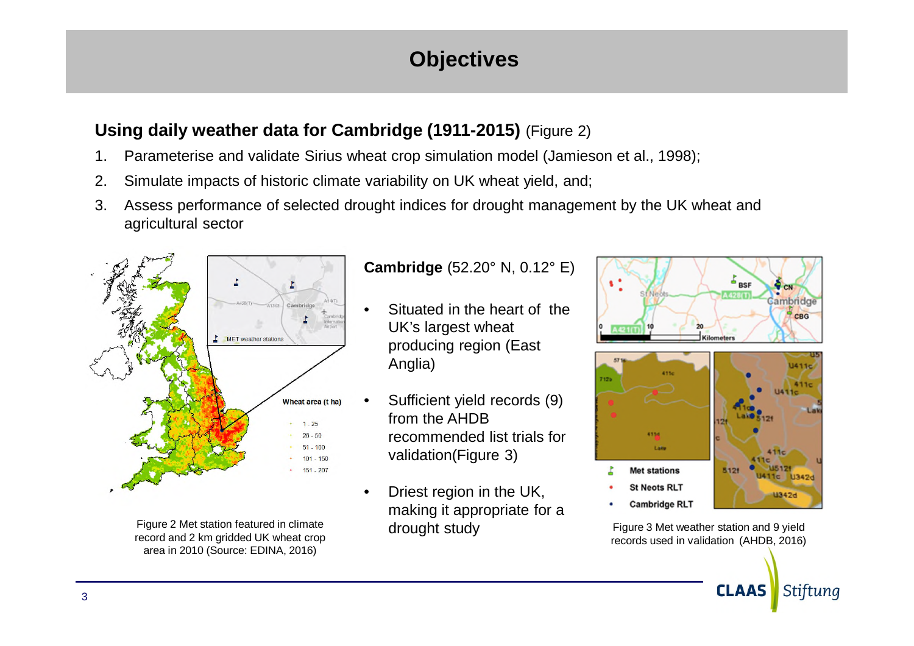# Objectives

**Using daily weather data for Cambridge (1911-2015)** (Figure 2)

1. Parameterise and validate Sirius wheat crop simulation model (Jamieson et al., 1998);
2. Simulate impacts of historic climate variability on UK wheat yield, and;
3. Assess performance of selected drought indices for drought management by the UK wheat and agricultural sector

Figure 2 Met station featured in climate record and 2 km gridded UK wheat crop area in 2010 (Source: EDINA, 2016)

**Cambridge** (52.20° N, 0.12° E)

- Situated in the heart of the UK's largest wheat producing region (East Anglia)
- Sufficient yield records (9) from the AHDB recommended list trials for validation(Figure 3)
- Driest region in the UK, making it appropriate for a drought study

Figure 3 Met weather station and 9 yield records used in validation (AHDB, 2016)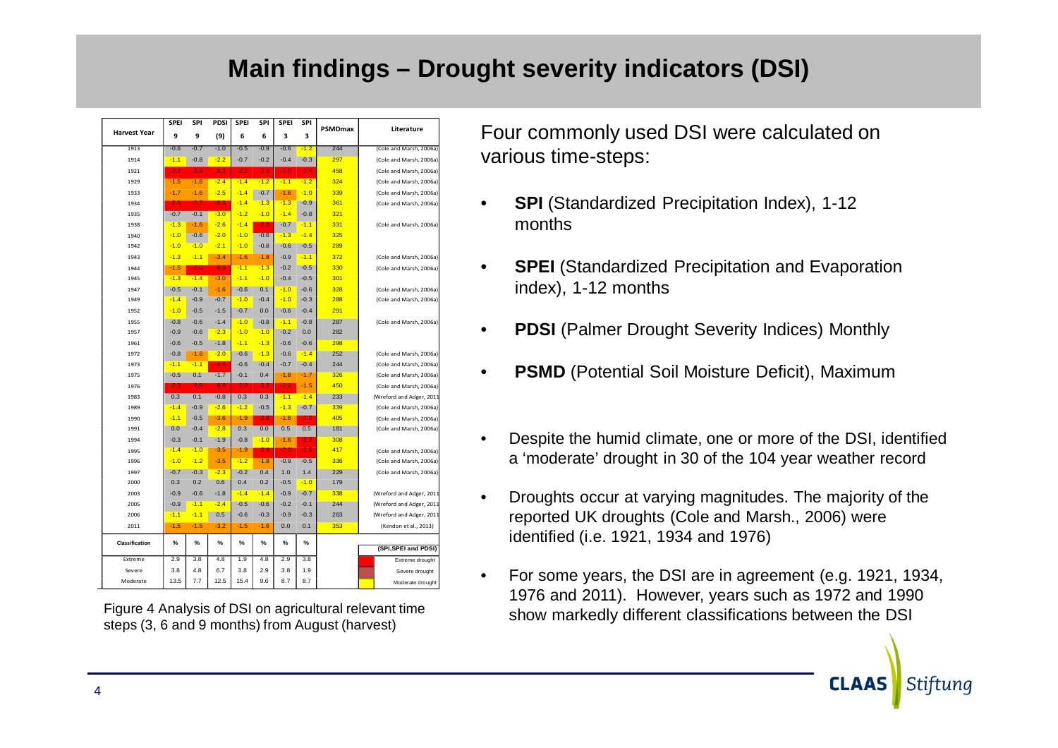# Main findings – Drought severity indicators (DSI)

| Harvest Year | SPEI 9 | SPI 9 | PDSI (9) | SPEI 6 | SPI 6 | SPEI 3 | SPI 3 | PSMDmax | Literature |
|---|---|---|---|---|---|---|---|---|---|
| 1913 | -0.6 | -0.7 | -1.0 | -0.5 | -0.9 | -0.6 | -1.2 | 244 | (Cole and Marsh, 2006a) |
| 1914 | -1.1 | -0.8 | -2.2 | -0.7 | -0.2 | -0.4 | -0.3 | 297 | (Cole and Marsh, 2006a) |
| 1921 | -2.2 | -2.9 | -6.2 | -2.2 | -2.9 | -2.0 | -2.4 | 458 | (Cole and Marsh, 2006a) |
| 1929 | -1.5 | -1.6 | -2.4 | -1.4 | -1.2 | -1.1 | -1.2 | 324 | (Cole and Marsh, 2006a) |
| 1933 | -1.7 | -1.6 | -2.5 | -1.4 | -0.7 | -1.6 | -1.0 | 339 | (Cole and Marsh, 2006a) |
| 1934 | -2.0 | -2.7 | -6.3 | -1.4 | -1.3 | -1.3 | -0.9 | 361 | (Cole and Marsh, 2006a) |
| 1935 | -0.7 | -0.1 | -3.0 | -1.2 | -1.0 | -1.4 | -0.8 | 321 | |
| 1938 | -1.3 | -1.6 | -2.6 | -1.4 | -2.0 | -0.7 | -1.1 | 331 | (Cole and Marsh, 2006a) |
| 1940 | -1.0 | -0.6 | -2.0 | -1.0 | -0.6 | -1.3 | -1.4 | 325 | |
| 1942 | -1.0 | -1.0 | -2.1 | -1.0 | -0.8 | -0.6 | -0.5 | 289 | |
| 1943 | -1.3 | -1.1 | -3.4 | -1.6 | -1.8 | -0.9 | -1.1 | 372 | (Cole and Marsh, 2006a) |
| 1944 | -1.5 | -2.0 | -6.0 | -1.1 | -1.3 | -0.2 | -0.5 | 330 | (Cole and Marsh, 2006a) |
| 1945 | -1.3 | -1.4 | -3.0 | -1.1 | -1.0 | -0.4 | -0.5 | 301 | |
| 1947 | -0.5 | -0.1 | -1.6 | -0.6 | 0.1 | -1.0 | -0.6 | 328 | (Cole and Marsh, 2006a) |
| 1949 | -1.4 | -0.9 | -0.7 | -1.0 | -0.4 | -1.0 | -0.3 | 288 | (Cole and Marsh, 2006a) |
| 1952 | -1.0 | -0.5 | -1.5 | -0.7 | 0.0 | -0.6 | -0.4 | 291 | |
| 1955 | -0.8 | -0.6 | -1.4 | -1.0 | -0.8 | -1.1 | -0.8 | 287 | (Cole and Marsh, 2006a) |
| 1957 | -0.9 | -0.6 | -2.3 | -1.0 | -1.0 | -0.2 | 0.0 | 282 | |
| 1961 | -0.6 | -0.5 | -1.8 | -1.1 | -1.3 | -0.6 | -0.6 | 298 | |
| 1972 | -0.8 | -1.6 | -2.0 | -0.6 | -1.3 | -0.6 | -1.4 | 252 | (Cole and Marsh, 2006a) |
| 1973 | -1.1 | -1.1 | -4.5 | -0.6 | -0.4 | -0.7 | -0.4 | 244 | (Cole and Marsh, 2006a) |
| 1975 | -0.5 | 0.1 | -1.7 | -0.1 | 0.4 | -1.8 | -1.7 | 326 | (Cole and Marsh, 2006a) |
| 1976 | -2.2 | -2.9 | -6.6 | -2.0 | -2.2 | -2.2 | -1.5 | 450 | (Cole and Marsh, 2006a) |
| 1983 | 0.3 | 0.1 | -0.8 | 0.3 | 0.3 | -1.1 | -1.4 | 233 | (Wreford and Adger, 2011 |
| 1989 | -1.4 | -0.9 | -2.6 | -1.2 | -0.5 | -1.3 | -0.7 | 339 | (Cole and Marsh, 2006a) |
| 1990 | -1.1 | -0.5 | -3.6 | -1.9 | -2.8 | -1.6 | -2.0 | 405 | (Cole and Marsh, 2006a) |
| 1991 | 0.0 | -0.4 | -2.8 | 0.3 | 0.0 | 0.5 | 0.5 | 181 | (Cole and Marsh, 2006a) |
| 1994 | -0.3 | -0.1 | -1.9 | -0.8 | -1.0 | -1.6 | -2.2 | 308 | |
| 1995 | -1.4 | -1.0 | -3.5 | -1.9 | -2.4 | -2.0 | -2.5 | 417 | (Cole and Marsh, 2006a) |
| 1996 | -1.0 | -1.2 | -3.5 | -1.2 | -1.8 | -0.9 | -0.5 | 336 | (Cole and Marsh, 2006a) |
| 1997 | -0.7 | -0.3 | -2.3 | -0.2 | 0.4 | 1.0 | 1.4 | 229 | (Cole and Marsh, 2006a) |
| 2000 | 0.3 | 0.2 | 0.6 | 0.4 | 0.2 | -0.5 | -1.0 | 179 | |
| 2003 | -0.9 | -0.6 | -1.8 | -1.4 | -1.4 | -0.9 | -0.7 | 338 | (Wreford and Adger, 2011 |
| 2005 | -0.9 | -1.1 | -2.4 | -0.5 | -0.6 | -0.2 | -0.1 | 244 | (Wreford and Adger, 2011 |
| 2006 | -1.1 | -1.1 | 0.5 | -0.6 | -0.3 | -0.9 | -0.3 | 263 | (Wreford and Adger, 2011 |
| 2011 | -1.5 | -1.5 | -3.2 | -1.5 | -1.6 | 0.0 | 0.1 | 353 | (Kendon et al., 2013) |
| **Classification** | **%** | **%** | **%** | **%** | **%** | **%** | **%** | | **(SPI,SPEI and PDSI)** |
| Extreme | 2.9 | 3.8 | 4.8 | 1.9 | 4.8 | 2.9 | 3.8 | | Extreme drought |
| Severe | 3.8 | 4.8 | 6.7 | 3.8 | 2.9 | 3.8 | 1.9 | | Severe drought |
| Moderate | 13.5 | 7.7 | 12.5 | 15.4 | 9.6 | 8.7 | 8.7 | | Moderate drought |

Figure 4 Analysis of DSI on agricultural relevant time steps (3, 6 and 9 months) from August (harvest)

Four commonly used DSI were calculated on various time-steps:

- **SPI** (Standardized Precipitation Index), 1-12 months
- **SPEI** (Standardized Precipitation and Evaporation index), 1-12 months
- **PDSI** (Palmer Drought Severity Indices) Monthly
- **PSMD** (Potential Soil Moisture Deficit), Maximum

- Despite the humid climate, one or more of the DSI, identified a 'moderate' drought in 30 of the 104 year weather record
- Droughts occur at varying magnitudes. The majority of the reported UK droughts (Cole and Marsh., 2006) were identified (i.e. 1921, 1934 and 1976)
- For some years, the DSI are in agreement (e.g. 1921, 1934, 1976 and 2011). However, years such as 1972 and 1990 show markedly different classifications between the DSI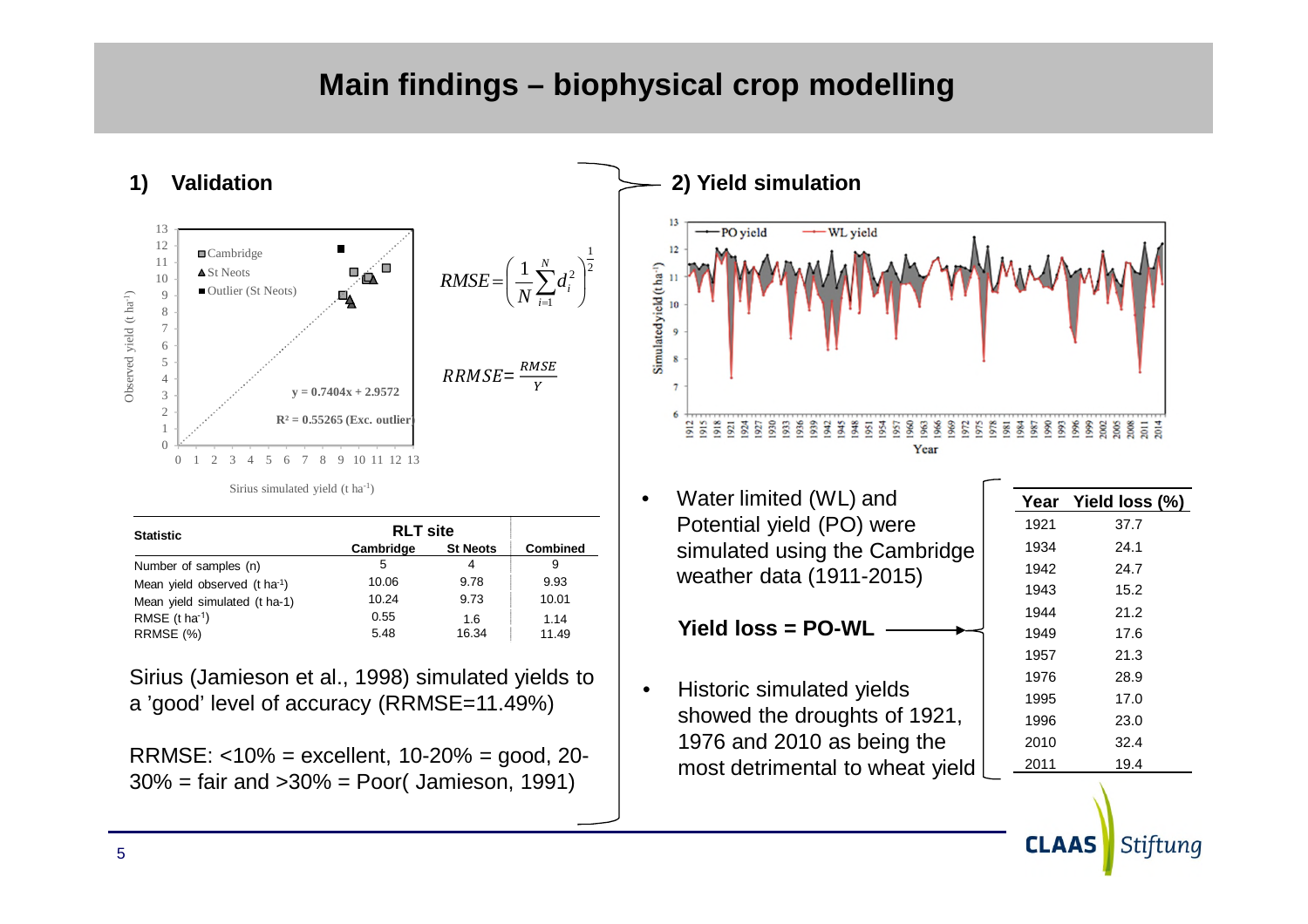# Main findings – biophysical crop modelling

## 1) Validation

$$RMSE = \left( \frac{1}{N} \sum_{i=1}^{N} d_i^2 \right)^{\frac{1}{2}}$$

$$RRMSE = \frac{RMSE}{Y}$$

| Statistic | RLT site | | Combined |
|---|---|---|---|
| | Cambridge | St Neots | |
| Number of samples (n) | 5 | 4 | 9 |
| Mean yield observed (t ha$^{-1}$) | 10.06 | 9.78 | 9.93 |
| Mean yield simulated (t ha-1) | 10.24 | 9.73 | 10.01 |
| RMSE (t ha$^{-1}$) | 0.55 | 1.6 | 1.14 |
| RRMSE (%) | 5.48 | 16.34 | 11.49 |

Sirius (Jamieson et al., 1998) simulated yields to a 'good' level of accuracy (RRMSE=11.49%)

RRMSE: <10% = excellent, 10-20% = good, 20-30% = fair and >30% = Poor( Jamieson, 1991)

## 2) Yield simulation

- Water limited (WL) and Potential yield (PO) were simulated using the Cambridge weather data (1911-2015)

**Yield loss = PO-WL**

- Historic simulated yields showed the droughts of 1921, 1976 and 2010 as being the most detrimental to wheat yield

| Year | Yield loss (%) |
|---|---|
| 1921 | 37.7 |
| 1934 | 24.1 |
| 1942 | 24.7 |
| 1943 | 15.2 |
| 1944 | 21.2 |
| 1949 | 17.6 |
| 1957 | 21.3 |
| 1976 | 28.9 |
| 1995 | 17.0 |
| 1996 | 23.0 |
| 2010 | 32.4 |
| 2011 | 19.4 |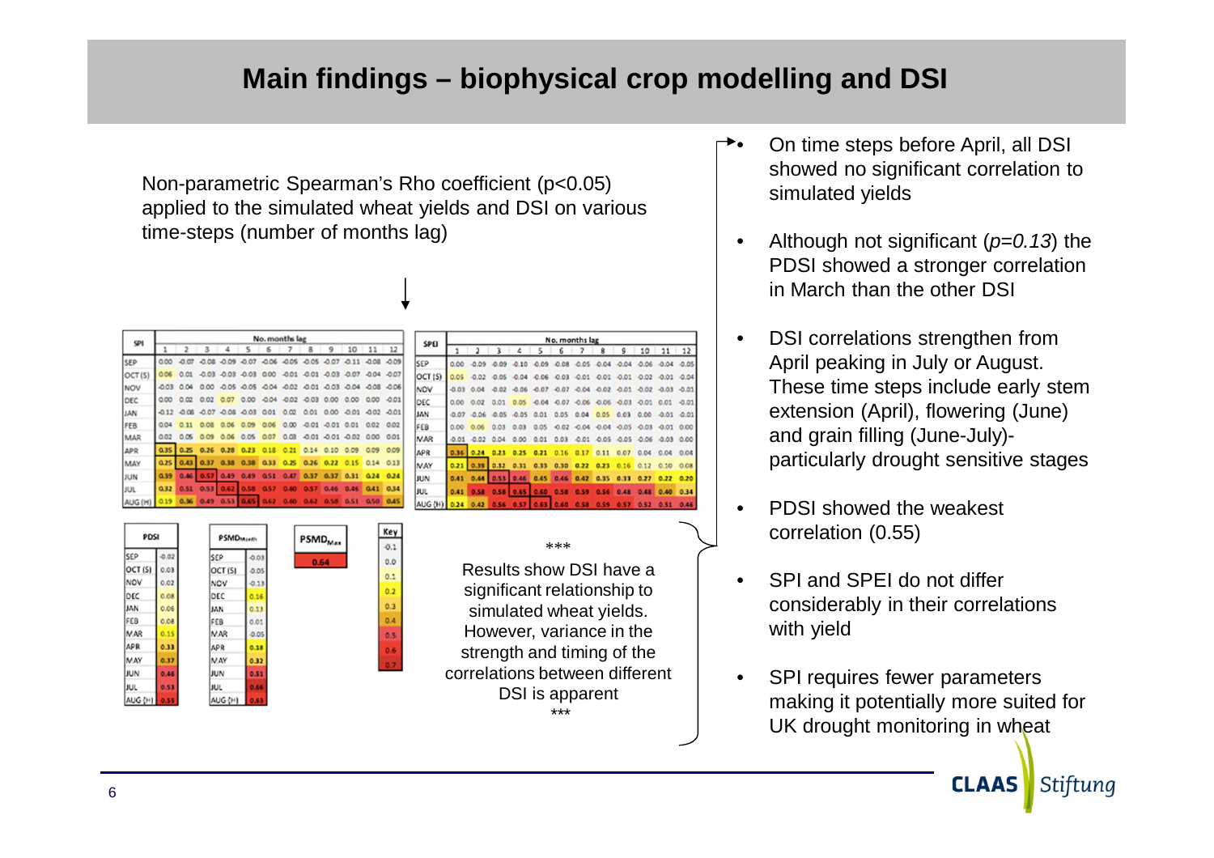# Main findings – biophysical crop modelling and DSI

Non-parametric Spearman's Rho coefficient ($p<0.05$) applied to the simulated wheat yields and DSI on various time-steps (number of months lag)

| SPI | No. months lag | | | | | | | | | | | |
|---|---|---|---|---|---|---|---|---|---|---|---|---|
| | 1 | 2 | 3 | 4 | 5 | 6 | 7 | 8 | 9 | 10 | 11 | 12 |
| SEP | 0.00 | -0.07 | -0.08 | -0.09 | -0.07 | -0.06 | -0.05 | -0.05 | -0.07 | -0.11 | -0.08 | -0.09 |
| OCT (S) | 0.06 | 0.01 | -0.03 | -0.03 | -0.03 | 0.00 | -0.01 | -0.01 | -0.03 | -0.07 | -0.04 | -0.07 |
| NOV | -0.03 | 0.04 | 0.00 | -0.05 | -0.05 | -0.04 | -0.02 | -0.01 | -0.03 | -0.04 | -0.08 | -0.06 |
| DEC | 0.00 | 0.02 | 0.02 | 0.07 | 0.00 | -0.04 | -0.02 | -0.03 | 0.00 | 0.00 | 0.00 | -0.01 |
| JAN | -0.12 | -0.08 | -0.07 | -0.08 | -0.03 | 0.01 | 0.02 | 0.01 | 0.00 | -0.01 | -0.02 | -0.01 |
| FEB | 0.04 | 0.11 | 0.08 | 0.06 | 0.09 | 0.06 | 0.00 | -0.01 | -0.01 | 0.01 | 0.02 | 0.02 |
| MAR | 0.02 | 0.05 | 0.09 | 0.06 | 0.05 | 0.07 | 0.03 | -0.01 | -0.01 | -0.02 | 0.00 | 0.01 |
| APR | 0.35 | 0.25 | 0.26 | 0.28 | 0.23 | 0.18 | 0.21 | 0.14 | 0.10 | 0.09 | 0.09 | 0.09 |
| MAY | 0.25 | 0.43 | 0.37 | 0.38 | 0.38 | 0.33 | 0.25 | 0.26 | 0.22 | 0.15 | 0.14 | 0.13 |
| JUN | 0.39 | 0.46 | 0.57 | 0.49 | 0.49 | 0.51 | 0.47 | 0.37 | 0.37 | 0.31 | 0.24 | 0.24 |
| JUL | 0.32 | 0.51 | 0.53 | 0.62 | 0.58 | 0.57 | 0.60 | 0.57 | 0.46 | 0.46 | 0.41 | 0.34 |
| AUG (H) | 0.19 | 0.36 | 0.49 | 0.53 | 0.65 | 0.62 | 0.60 | 0.62 | 0.58 | 0.51 | 0.50 | 0.45 |

| SPEI | No. months lag | | | | | | | | | | | |
|---|---|---|---|---|---|---|---|---|---|---|---|---|
| | 1 | 2 | 3 | 4 | 5 | 6 | 7 | 8 | 9 | 10 | 11 | 12 |
| SEP | 0.00 | -0.09 | -0.09 | -0.10 | -0.09 | -0.08 | -0.05 | -0.04 | -0.04 | -0.06 | -0.04 | -0.05 |
| OCT (S) | 0.05 | -0.02 | -0.05 | -0.04 | -0.06 | -0.03 | -0.01 | -0.01 | -0.01 | -0.02 | -0.01 | -0.04 |
| NOV | -0.03 | 0.04 | -0.02 | -0.06 | -0.07 | -0.07 | -0.04 | -0.02 | -0.01 | -0.02 | -0.03 | -0.01 |
| DEC | 0.00 | 0.02 | 0.01 | 0.05 | -0.04 | -0.07 | -0.06 | -0.06 | -0.03 | -0.01 | 0.01 | -0.01 |
| JAN | -0.07 | -0.06 | -0.05 | -0.05 | 0.01 | 0.05 | 0.04 | 0.05 | 0.03 | 0.00 | -0.01 | -0.01 |
| FEB | 0.00 | 0.06 | 0.03 | 0.03 | 0.05 | -0.02 | -0.04 | -0.04 | -0.05 | -0.03 | -0.01 | 0.00 |
| MAR | -0.01 | -0.02 | 0.04 | 0.00 | 0.01 | 0.03 | -0.01 | -0.05 | -0.05 | -0.06 | -0.03 | 0.00 |
| APR | 0.36 | 0.24 | 0.23 | 0.25 | 0.21 | 0.16 | 0.17 | 0.11 | 0.07 | 0.04 | 0.04 | 0.04 |
| MAY | 0.21 | 0.39 | 0.32 | 0.31 | 0.33 | 0.30 | 0.22 | 0.23 | 0.16 | 0.12 | 0.10 | 0.08 |
| JUN | 0.41 | 0.44 | 0.53 | 0.46 | 0.45 | 0.46 | 0.42 | 0.35 | 0.33 | 0.27 | 0.22 | 0.20 |
| JUL | 0.41 | 0.58 | 0.58 | 0.65 | 0.60 | 0.58 | 0.59 | 0.56 | 0.48 | 0.48 | 0.40 | 0.34 |
| AUG (H) | 0.24 | 0.42 | 0.56 | 0.57 | 0.63 | 0.60 | 0.58 | 0.59 | 0.57 | 0.52 | 0.51 | 0.46 |

| PDSI | |
|---|---|
| SEP | -0.02 |
| OCT (S) | 0.03 |
| NOV | 0.02 |
| DEC | 0.08 |
| JAN | 0.06 |
| FEB | 0.08 |
| MAR | 0.15 |
| APR | 0.33 |
| MAY | 0.37 |
| JUN | 0.46 |
| JUL | 0.53 |
| AUG (H) | 0.55 |

| $PSMD_{Month}$ | |
|---|---|
| SEP | -0.03 |
| OCT (S) | -0.05 |
| NOV | -0.13 |
| DEC | 0.16 |
| JAN | 0.13 |
| FEB | 0.01 |
| MAR | -0.05 |
| APR | 0.18 |
| MAY | 0.32 |
| JUN | 0.51 |
| JUL | 0.66 |
| AUG (H) | 0.63 |

| $PSMD_{Max}$ |
|---|
| 0.64 |

| Key |
|---|
| -0.1 |
| 0.0 |
| 0.1 |
| 0.2 |
| 0.3 |
| 0.4 |
| 0.5 |
| 0.6 |
| 0.7 |

\*\*\*

Results show DSI have a significant relationship to simulated wheat yields. However, variance in the strength and timing of the correlations between different DSI is apparent

\*\*\*

- On time steps before April, all DSI showed no significant correlation to simulated yields
- Although not significant (*p=0.13*) the PDSI showed a stronger correlation in March than the other DSI
- DSI correlations strengthen from April peaking in July or August. These time steps include early stem extension (April), flowering (June) and grain filling (June-July)- particularly drought sensitive stages
- PDSI showed the weakest correlation (0.55)
- SPI and SPEI do not differ considerably in their correlations with yield
- SPI requires fewer parameters making it potentially more suited for UK drought monitoring in wheat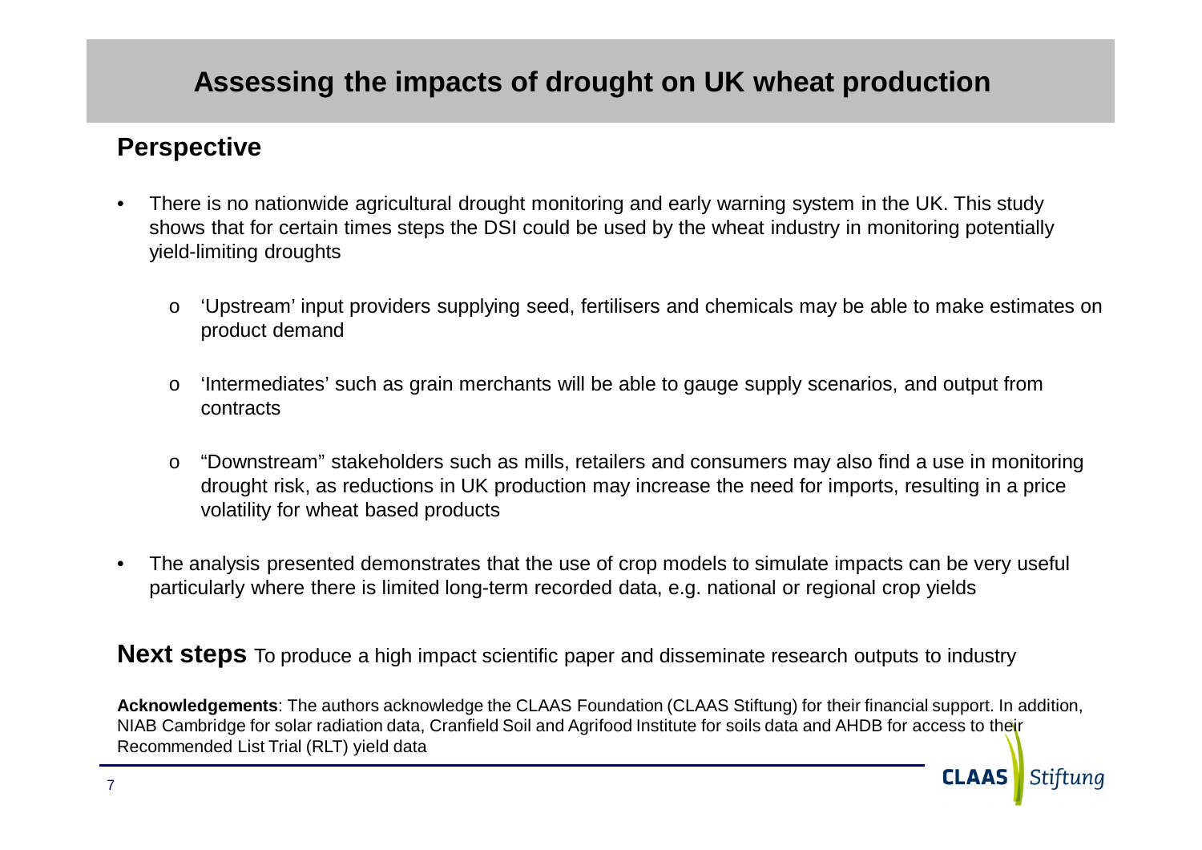# Assessing the impacts of drought on UK wheat production

## Perspective

- There is no nationwide agricultural drought monitoring and early warning system in the UK. This study shows that for certain times steps the DSI could be used by the wheat industry in monitoring potentially yield-limiting droughts
  - 'Upstream' input providers supplying seed, fertilisers and chemicals may be able to make estimates on product demand
  - 'Intermediates' such as grain merchants will be able to gauge supply scenarios, and output from contracts
  - "Downstream" stakeholders such as mills, retailers and consumers may also find a use in monitoring drought risk, as reductions in UK production may increase the need for imports, resulting in a price volatility for wheat based products
- The analysis presented demonstrates that the use of crop models to simulate impacts can be very useful particularly where there is limited long-term recorded data, e.g. national or regional crop yields

**Next steps** To produce a high impact scientific paper and disseminate research outputs to industry

**Acknowledgements**: The authors acknowledge the CLAAS Foundation (CLAAS Stiftung) for their financial support. In addition, NIAB Cambridge for solar radiation data, Cranfield Soil and Agrifood Institute for soils data and AHDB for access to their Recommended List Trial (RLT) yield data